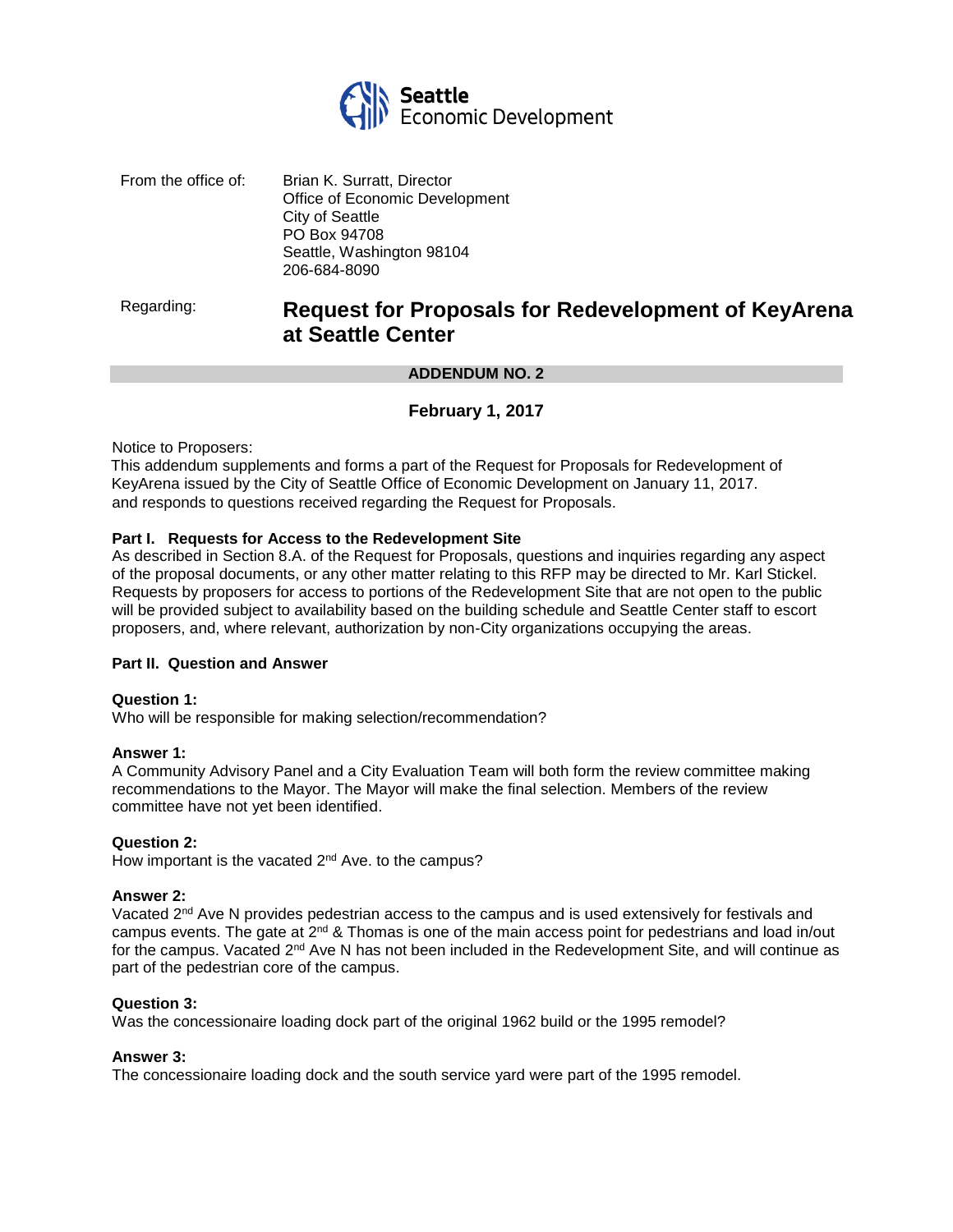Seattle Economic Development

From the office of: Brian K. Surratt, Director
Office of Economic Development
City of Seattle
PO Box 94708
Seattle, Washington 98104
206-684-8090

Regarding: **Request for Proposals for Redevelopment of KeyArena at Seattle Center**

**ADDENDUM NO. 2**

**February 1, 2017**

Notice to Proposers:
This addendum supplements and forms a part of the Request for Proposals for Redevelopment of KeyArena issued by the City of Seattle Office of Economic Development on January 11, 2017. and responds to questions received regarding the Request for Proposals.

**Part I. Requests for Access to the Redevelopment Site**

As described in Section 8.A. of the Request for Proposals, questions and inquiries regarding any aspect of the proposal documents, or any other matter relating to this RFP may be directed to Mr. Karl Stickel. Requests by proposers for access to portions of the Redevelopment Site that are not open to the public will be provided subject to availability based on the building schedule and Seattle Center staff to escort proposers, and, where relevant, authorization by non-City organizations occupying the areas.

**Part II. Question and Answer**

**Question 1:**
Who will be responsible for making selection/recommendation?

**Answer 1:**
A Community Advisory Panel and a City Evaluation Team will both form the review committee making recommendations to the Mayor. The Mayor will make the final selection. Members of the review committee have not yet been identified.

**Question 2:**
How important is the vacated 2nd Ave. to the campus?

**Answer 2:**
Vacated 2nd Ave N provides pedestrian access to the campus and is used extensively for festivals and campus events. The gate at 2nd & Thomas is one of the main access point for pedestrians and load in/out for the campus. Vacated 2nd Ave N has not been included in the Redevelopment Site, and will continue as part of the pedestrian core of the campus.

**Question 3:**
Was the concessionaire loading dock part of the original 1962 build or the 1995 remodel?

**Answer 3:**
The concessionaire loading dock and the south service yard were part of the 1995 remodel.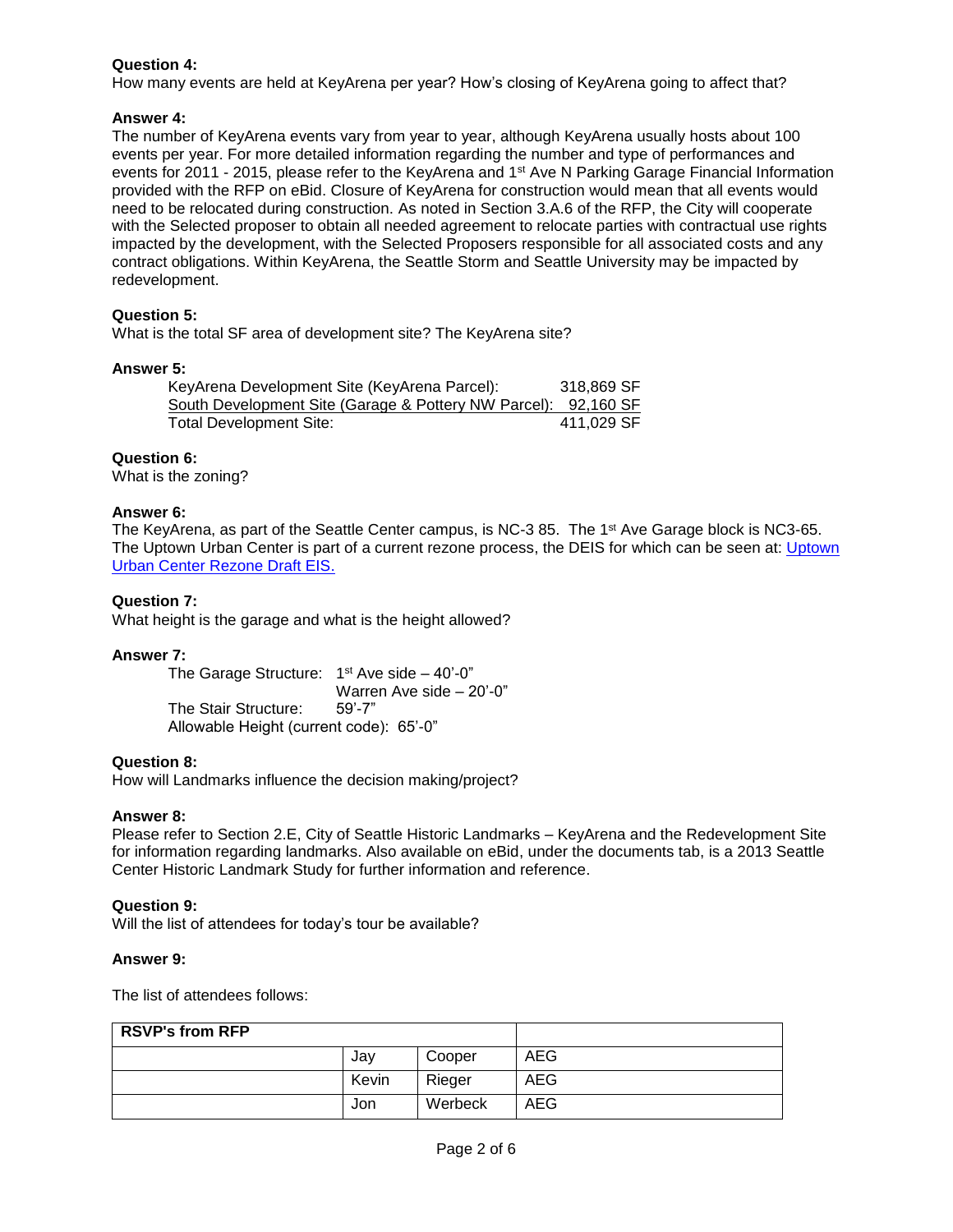**Question 4:**
How many events are held at KeyArena per year? How's closing of KeyArena going to affect that?

**Answer 4:**
The number of KeyArena events vary from year to year, although KeyArena usually hosts about 100 events per year. For more detailed information regarding the number and type of performances and events for 2011 - 2015, please refer to the KeyArena and 1st Ave N Parking Garage Financial Information provided with the RFP on eBid. Closure of KeyArena for construction would mean that all events would need to be relocated during construction. As noted in Section 3.A.6 of the RFP, the City will cooperate with the Selected proposer to obtain all needed agreement to relocate parties with contractual use rights impacted by the development, with the Selected Proposers responsible for all associated costs and any contract obligations. Within KeyArena, the Seattle Storm and Seattle University may be impacted by redevelopment.

**Question 5:**
What is the total SF area of development site? The KeyArena site?

**Answer 5:**

| | |
|---|---|
| KeyArena Development Site (KeyArena Parcel): | 318,869 SF |
| South Development Site (Garage & Pottery NW Parcel): | 92,160 SF |
| Total Development Site: | 411,029 SF |

**Question 6:**
What is the zoning?

**Answer 6:**
The KeyArena, as part of the Seattle Center campus, is NC-3 85. The 1st Ave Garage block is NC3-65. The Uptown Urban Center is part of a current rezone process, the DEIS for which can be seen at: Uptown Urban Center Rezone Draft EIS.

**Question 7:**
What height is the garage and what is the height allowed?

**Answer 7:**

The Garage Structure: 1st Ave side – 40'-0"
Warren Ave side – 20'-0"
The Stair Structure: 59'-7"
Allowable Height (current code): 65'-0"

**Question 8:**
How will Landmarks influence the decision making/project?

**Answer 8:**
Please refer to Section 2.E, City of Seattle Historic Landmarks – KeyArena and the Redevelopment Site for information regarding landmarks. Also available on eBid, under the documents tab, is a 2013 Seattle Center Historic Landmark Study for further information and reference.

**Question 9:**
Will the list of attendees for today's tour be available?

**Answer 9:**

The list of attendees follows:

| RSVP's from RFP | | | |
|---|---|---|---|
| | Jay | Cooper | AEG |
| | Kevin | Rieger | AEG |
| | Jon | Werbeck | AEG |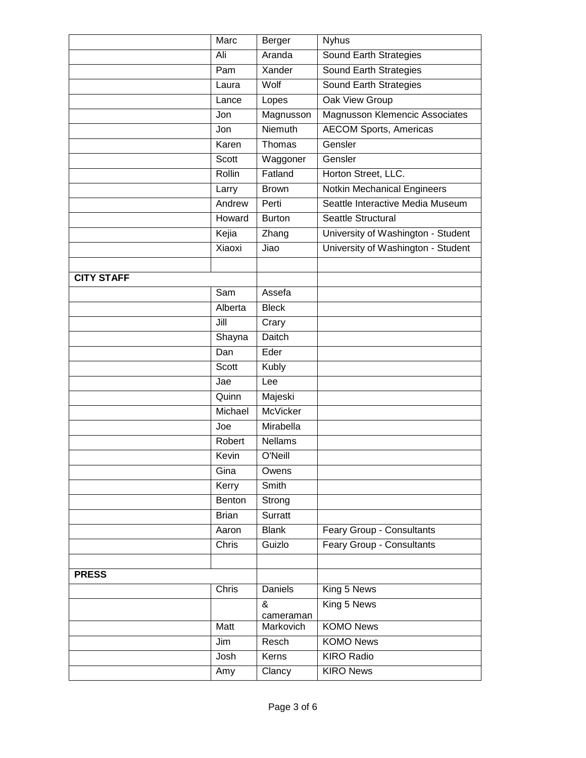| | | | |
|---|---|---|---|
| | Marc | Berger | Nyhus |
| | Ali | Aranda | Sound Earth Strategies |
| | Pam | Xander | Sound Earth Strategies |
| | Laura | Wolf | Sound Earth Strategies |
| | Lance | Lopes | Oak View Group |
| | Jon | Magnusson | Magnusson Klemencic Associates |
| | Jon | Niemuth | AECOM Sports, Americas |
| | Karen | Thomas | Gensler |
| | Scott | Waggoner | Gensler |
| | Rollin | Fatland | Horton Street, LLC. |
| | Larry | Brown | Notkin Mechanical Engineers |
| | Andrew | Perti | Seattle Interactive Media Museum |
| | Howard | Burton | Seattle Structural |
| | Kejia | Zhang | University of Washington - Student |
| | Xiaoxi | Jiao | University of Washington - Student |
| | | | |
| **CITY STAFF** | | | |
| | Sam | Assefa | |
| | Alberta | Bleck | |
| | Jill | Crary | |
| | Shayna | Daitch | |
| | Dan | Eder | |
| | Scott | Kubly | |
| | Jae | Lee | |
| | Quinn | Majeski | |
| | Michael | McVicker | |
| | Joe | Mirabella | |
| | Robert | Nellams | |
| | Kevin | O'Neill | |
| | Gina | Owens | |
| | Kerry | Smith | |
| | Benton | Strong | |
| | Brian | Surratt | |
| | Aaron | Blank | Feary Group - Consultants |
| | Chris | Guizlo | Feary Group - Consultants |
| | | | |
| **PRESS** | | | |
| | Chris | Daniels | King 5 News |
| | | & cameraman | King 5 News |
| | Matt | Markovich | KOMO News |
| | Jim | Resch | KOMO News |
| | Josh | Kerns | KIRO Radio |
| | Amy | Clancy | KIRO News |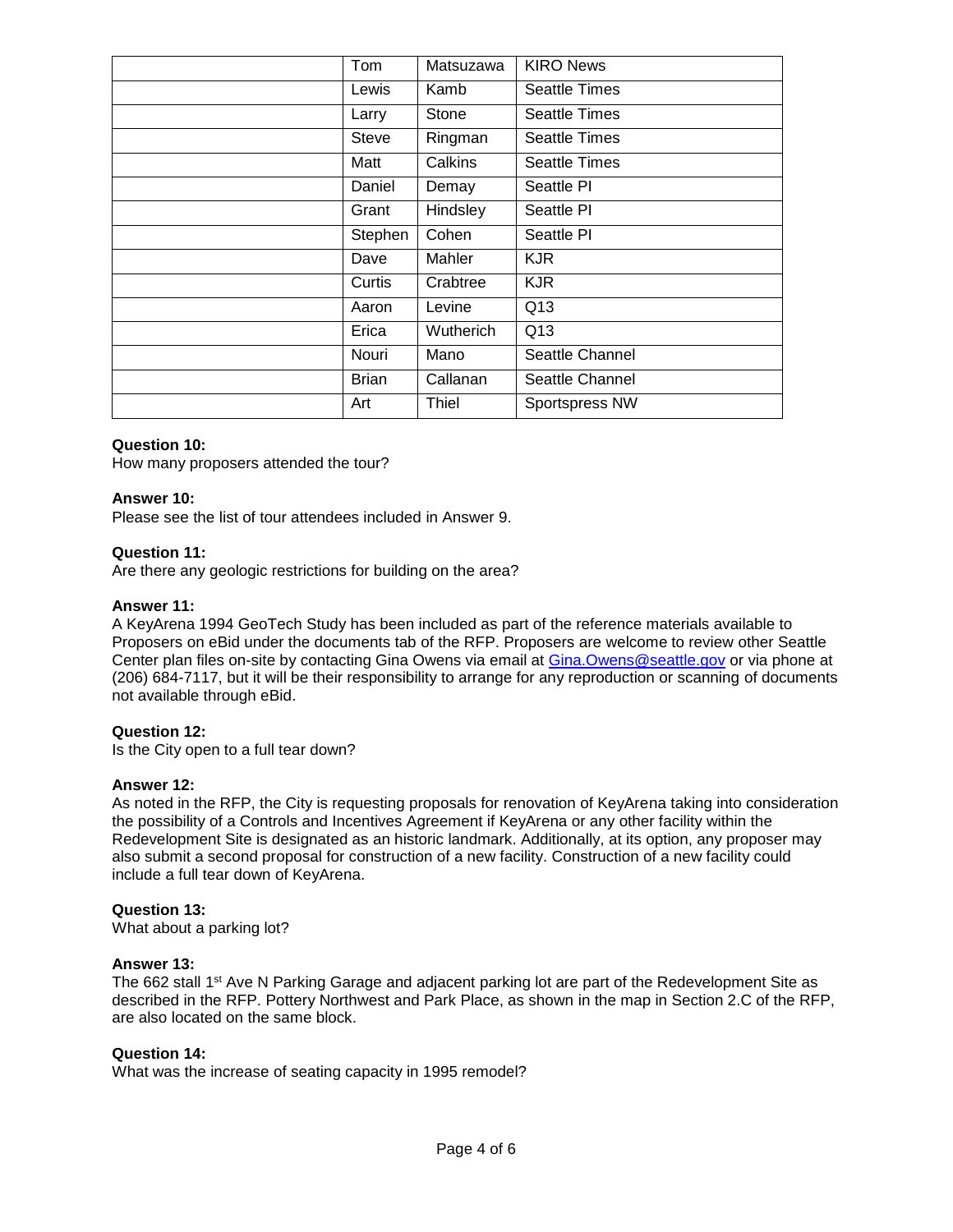| | | | |
|---|---|---|---|
| | Tom | Matsuzawa | KIRO News |
| | Lewis | Kamb | Seattle Times |
| | Larry | Stone | Seattle Times |
| | Steve | Ringman | Seattle Times |
| | Matt | Calkins | Seattle Times |
| | Daniel | Demay | Seattle PI |
| | Grant | Hindsley | Seattle PI |
| | Stephen | Cohen | Seattle PI |
| | Dave | Mahler | KJR |
| | Curtis | Crabtree | KJR |
| | Aaron | Levine | Q13 |
| | Erica | Wutherich | Q13 |
| | Nouri | Mano | Seattle Channel |
| | Brian | Callanan | Seattle Channel |
| | Art | Thiel | Sportspress NW |

**Question 10:**
How many proposers attended the tour?

**Answer 10:**
Please see the list of tour attendees included in Answer 9.

**Question 11:**
Are there any geologic restrictions for building on the area?

**Answer 11:**
A KeyArena 1994 GeoTech Study has been included as part of the reference materials available to Proposers on eBid under the documents tab of the RFP. Proposers are welcome to review other Seattle Center plan files on-site by contacting Gina Owens via email at Gina.Owens@seattle.gov or via phone at (206) 684-7117, but it will be their responsibility to arrange for any reproduction or scanning of documents not available through eBid.

**Question 12:**
Is the City open to a full tear down?

**Answer 12:**
As noted in the RFP, the City is requesting proposals for renovation of KeyArena taking into consideration the possibility of a Controls and Incentives Agreement if KeyArena or any other facility within the Redevelopment Site is designated as an historic landmark. Additionally, at its option, any proposer may also submit a second proposal for construction of a new facility. Construction of a new facility could include a full tear down of KeyArena.

**Question 13:**
What about a parking lot?

**Answer 13:**
The 662 stall 1st Ave N Parking Garage and adjacent parking lot are part of the Redevelopment Site as described in the RFP. Pottery Northwest and Park Place, as shown in the map in Section 2.C of the RFP, are also located on the same block.

**Question 14:**
What was the increase of seating capacity in 1995 remodel?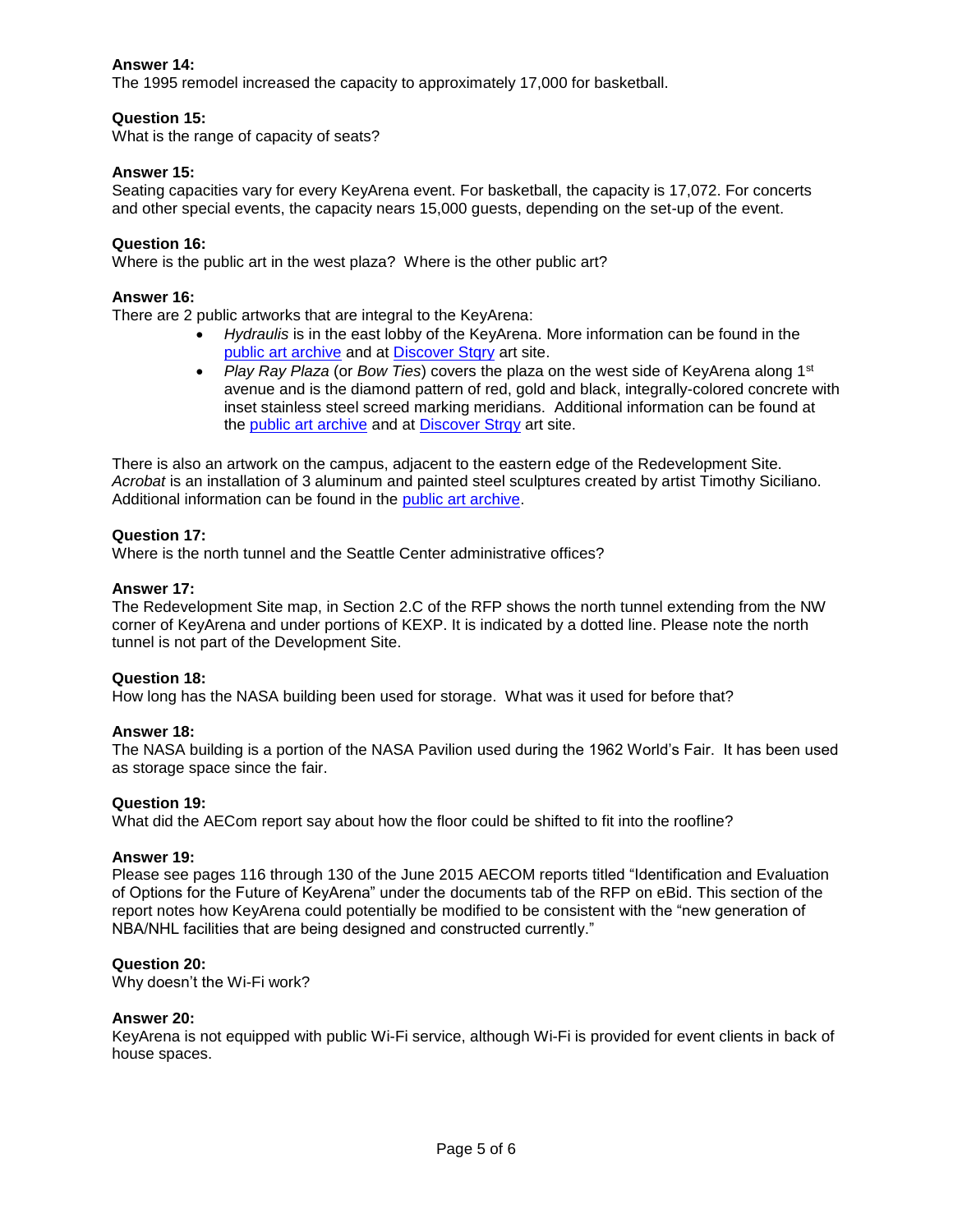**Answer 14:**
The 1995 remodel increased the capacity to approximately 17,000 for basketball.

**Question 15:**
What is the range of capacity of seats?

**Answer 15:**
Seating capacities vary for every KeyArena event. For basketball, the capacity is 17,072. For concerts and other special events, the capacity nears 15,000 guests, depending on the set-up of the event.

**Question 16:**
Where is the public art in the west plaza? Where is the other public art?

**Answer 16:**
There are 2 public artworks that are integral to the KeyArena:

- *Hydraulis* is in the east lobby of the KeyArena. More information can be found in the public art archive and at Discover Stqry art site.
- *Play Ray Plaza* (or *Bow Ties*) covers the plaza on the west side of KeyArena along 1st avenue and is the diamond pattern of red, gold and black, integrally-colored concrete with inset stainless steel screed marking meridians. Additional information can be found at the public art archive and at Discover Stqry art site.

There is also an artwork on the campus, adjacent to the eastern edge of the Redevelopment Site. *Acrobat* is an installation of 3 aluminum and painted steel sculptures created by artist Timothy Siciliano. Additional information can be found in the public art archive.

**Question 17:**
Where is the north tunnel and the Seattle Center administrative offices?

**Answer 17:**
The Redevelopment Site map, in Section 2.C of the RFP shows the north tunnel extending from the NW corner of KeyArena and under portions of KEXP. It is indicated by a dotted line. Please note the north tunnel is not part of the Development Site.

**Question 18:**
How long has the NASA building been used for storage. What was it used for before that?

**Answer 18:**
The NASA building is a portion of the NASA Pavilion used during the 1962 World's Fair. It has been used as storage space since the fair.

**Question 19:**
What did the AECom report say about how the floor could be shifted to fit into the roofline?

**Answer 19:**
Please see pages 116 through 130 of the June 2015 AECOM reports titled "Identification and Evaluation of Options for the Future of KeyArena" under the documents tab of the RFP on eBid. This section of the report notes how KeyArena could potentially be modified to be consistent with the "new generation of NBA/NHL facilities that are being designed and constructed currently."

**Question 20:**
Why doesn't the Wi-Fi work?

**Answer 20:**
KeyArena is not equipped with public Wi-Fi service, although Wi-Fi is provided for event clients in back of house spaces.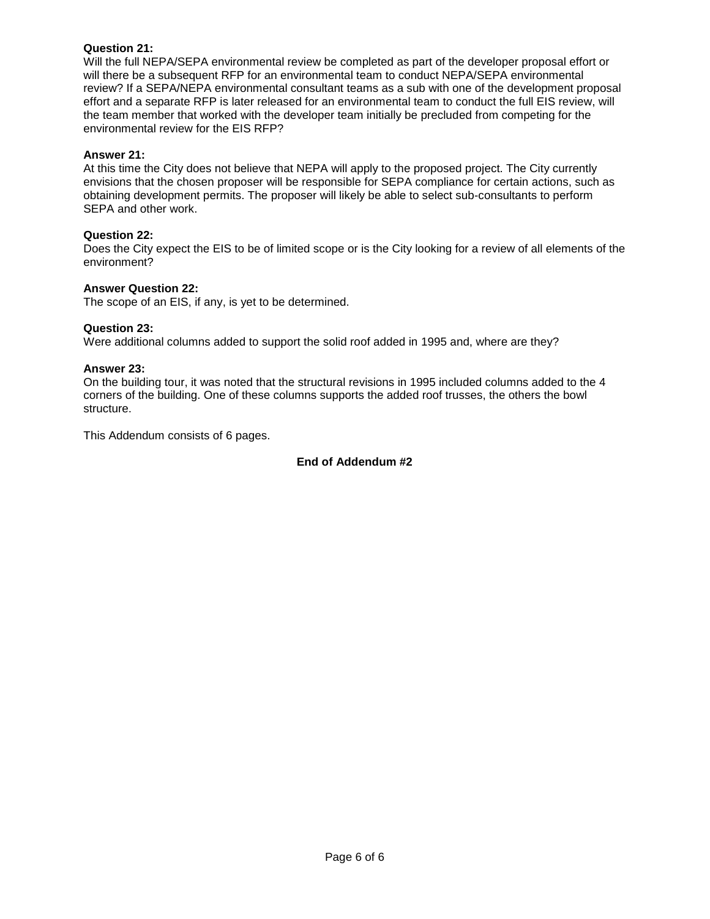**Question 21:**
Will the full NEPA/SEPA environmental review be completed as part of the developer proposal effort or will there be a subsequent RFP for an environmental team to conduct NEPA/SEPA environmental review? If a SEPA/NEPA environmental consultant teams as a sub with one of the development proposal effort and a separate RFP is later released for an environmental team to conduct the full EIS review, will the team member that worked with the developer team initially be precluded from competing for the environmental review for the EIS RFP?

**Answer 21:**
At this time the City does not believe that NEPA will apply to the proposed project. The City currently envisions that the chosen proposer will be responsible for SEPA compliance for certain actions, such as obtaining development permits. The proposer will likely be able to select sub-consultants to perform SEPA and other work.

**Question 22:**
Does the City expect the EIS to be of limited scope or is the City looking for a review of all elements of the environment?

**Answer Question 22:**
The scope of an EIS, if any, is yet to be determined.

**Question 23:**
Were additional columns added to support the solid roof added in 1995 and, where are they?

**Answer 23:**
On the building tour, it was noted that the structural revisions in 1995 included columns added to the 4 corners of the building. One of these columns supports the added roof trusses, the others the bowl structure.

This Addendum consists of 6 pages.

**End of Addendum #2**